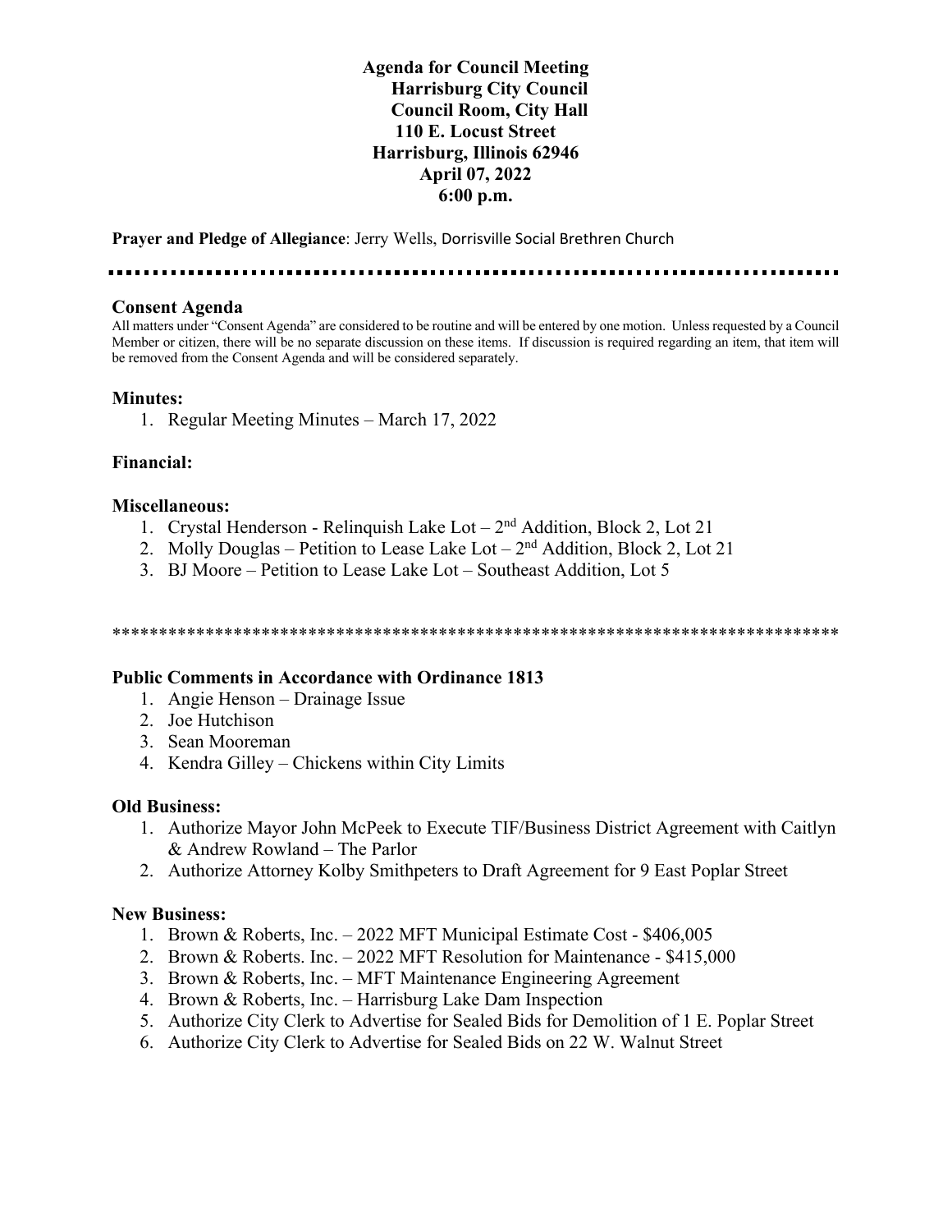**Agenda for Council Meeting**
**Harrisburg City Council**
**Council Room, City Hall**
**110 E. Locust Street**
**Harrisburg, Illinois 62946**
**April 07, 2022**
**6:00 p.m.**

**Prayer and Pledge of Allegiance**: Jerry Wells, Dorrisville Social Brethren Church

---

### Consent Agenda

All matters under "Consent Agenda" are considered to be routine and will be entered by one motion. Unless requested by a Council Member or citizen, there will be no separate discussion on these items. If discussion is required regarding an item, that item will be removed from the Consent Agenda and will be considered separately.

### Minutes:

1. Regular Meeting Minutes – March 17, 2022

### Financial:

### Miscellaneous:

1. Crystal Henderson - Relinquish Lake Lot – 2nd Addition, Block 2, Lot 21
2. Molly Douglas – Petition to Lease Lake Lot – 2nd Addition, Block 2, Lot 21
3. BJ Moore – Petition to Lease Lake Lot – Southeast Addition, Lot 5

---

### Public Comments in Accordance with Ordinance 1813

1. Angie Henson – Drainage Issue
2. Joe Hutchison
3. Sean Mooreman
4. Kendra Gilley – Chickens within City Limits

### Old Business:

1. Authorize Mayor John McPeek to Execute TIF/Business District Agreement with Caitlyn & Andrew Rowland – The Parlor
2. Authorize Attorney Kolby Smithpeters to Draft Agreement for 9 East Poplar Street

### New Business:

1. Brown & Roberts, Inc. – 2022 MFT Municipal Estimate Cost - $406,005
2. Brown & Roberts. Inc. – 2022 MFT Resolution for Maintenance - $415,000
3. Brown & Roberts, Inc. – MFT Maintenance Engineering Agreement
4. Brown & Roberts, Inc. – Harrisburg Lake Dam Inspection
5. Authorize City Clerk to Advertise for Sealed Bids for Demolition of 1 E. Poplar Street
6. Authorize City Clerk to Advertise for Sealed Bids on 22 W. Walnut Street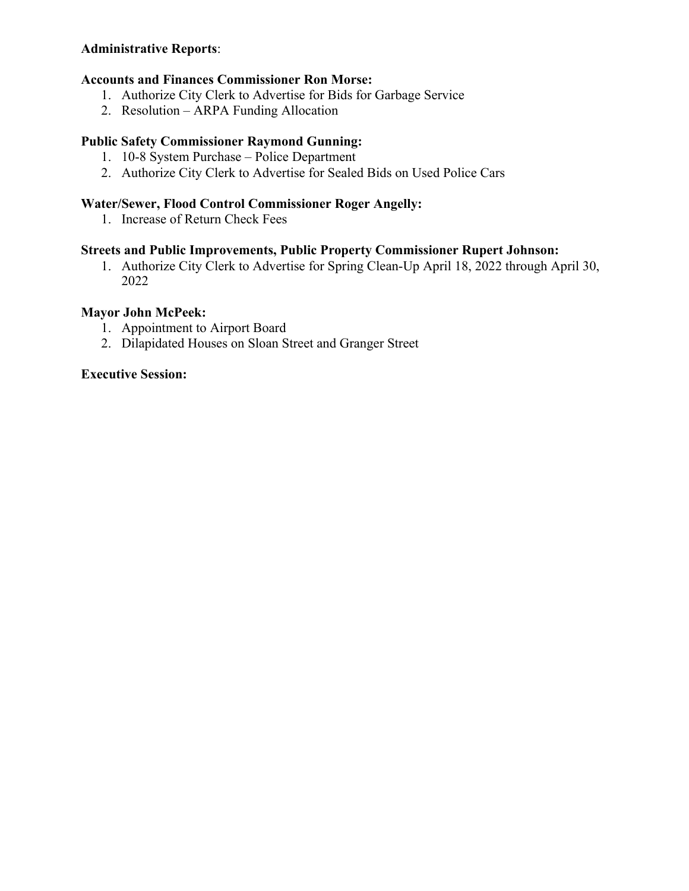**Administrative Reports**:

**Accounts and Finances Commissioner Ron Morse:**

1. Authorize City Clerk to Advertise for Bids for Garbage Service
2. Resolution – ARPA Funding Allocation

**Public Safety Commissioner Raymond Gunning:**

1. 10-8 System Purchase – Police Department
2. Authorize City Clerk to Advertise for Sealed Bids on Used Police Cars

**Water/Sewer, Flood Control Commissioner Roger Angelly:**

1. Increase of Return Check Fees

**Streets and Public Improvements, Public Property Commissioner Rupert Johnson:**

1. Authorize City Clerk to Advertise for Spring Clean-Up April 18, 2022 through April 30, 2022

**Mayor John McPeek:**

1. Appointment to Airport Board
2. Dilapidated Houses on Sloan Street and Granger Street

**Executive Session:**